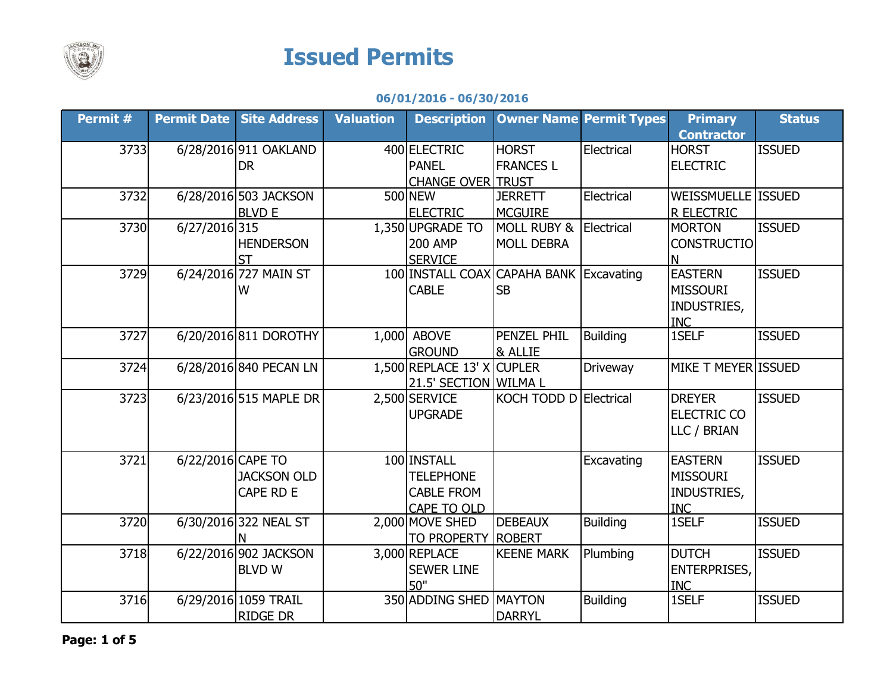# Issued Permits

**06/01/2016 - 06/30/2016**

| Permit # | Permit Date | Site Address | Valuation | Description | Owner Name | Permit Types | Primary Contractor | Status |
|---|---|---|---|---|---|---|---|---|
| 3733 | 6/28/2016 | 911 OAKLAND DR | 400 | ELECTRIC PANEL CHANGE OVER | HORST FRANCES L TRUST | Electrical | HORST ELECTRIC | ISSUED |
| 3732 | 6/28/2016 | 503 JACKSON BLVD E | 500 | NEW ELECTRIC | JERRETT MCGUIRE | Electrical | WEISSMUELLER ELECTRIC | ISSUED |
| 3730 | 6/27/2016 | 315 HENDERSON ST | 1,350 | UPGRADE TO 200 AMP SERVICE | MOLL RUBY & MOLL DEBRA | Electrical | MORTON CONSTRUCTION | ISSUED |
| 3729 | 6/24/2016 | 727 MAIN ST W | 100 | INSTALL COAX CABLE | CAPAHA BANK SB | Excavating | EASTERN MISSOURI INDUSTRIES, INC | ISSUED |
| 3727 | 6/20/2016 | 811 DOROTHY | 1,000 | ABOVE GROUND | PENZEL PHIL & ALLIE | Building | 1SELF | ISSUED |
| 3724 | 6/28/2016 | 840 PECAN LN | 1,500 | REPLACE 13' X 21.5' SECTION | CUPLER WILMA L | Driveway | MIKE T MEYER | ISSUED |
| 3723 | 6/23/2016 | 515 MAPLE DR | 2,500 | SERVICE UPGRADE | KOCH TODD D | Electrical | DREYER ELECTRIC CO LLC / BRIAN | ISSUED |
| 3721 | 6/22/2016 | CAPE TO JACKSON OLD CAPE RD E | 100 | INSTALL TELEPHONE CABLE FROM CAPE TO OLD | | Excavating | EASTERN MISSOURI INDUSTRIES, INC | ISSUED |
| 3720 | 6/30/2016 | 322 NEAL ST N | 2,000 | MOVE SHED TO PROPERTY | DEBEAUX ROBERT | Building | 1SELF | ISSUED |
| 3718 | 6/22/2016 | 902 JACKSON BLVD W | 3,000 | REPLACE SEWER LINE 50" | KEENE MARK | Plumbing | DUTCH ENTERPRISES, INC | ISSUED |
| 3716 | 6/29/2016 | 1059 TRAIL RIDGE DR | 350 | ADDING SHED | MAYTON DARRYL | Building | 1SELF | ISSUED |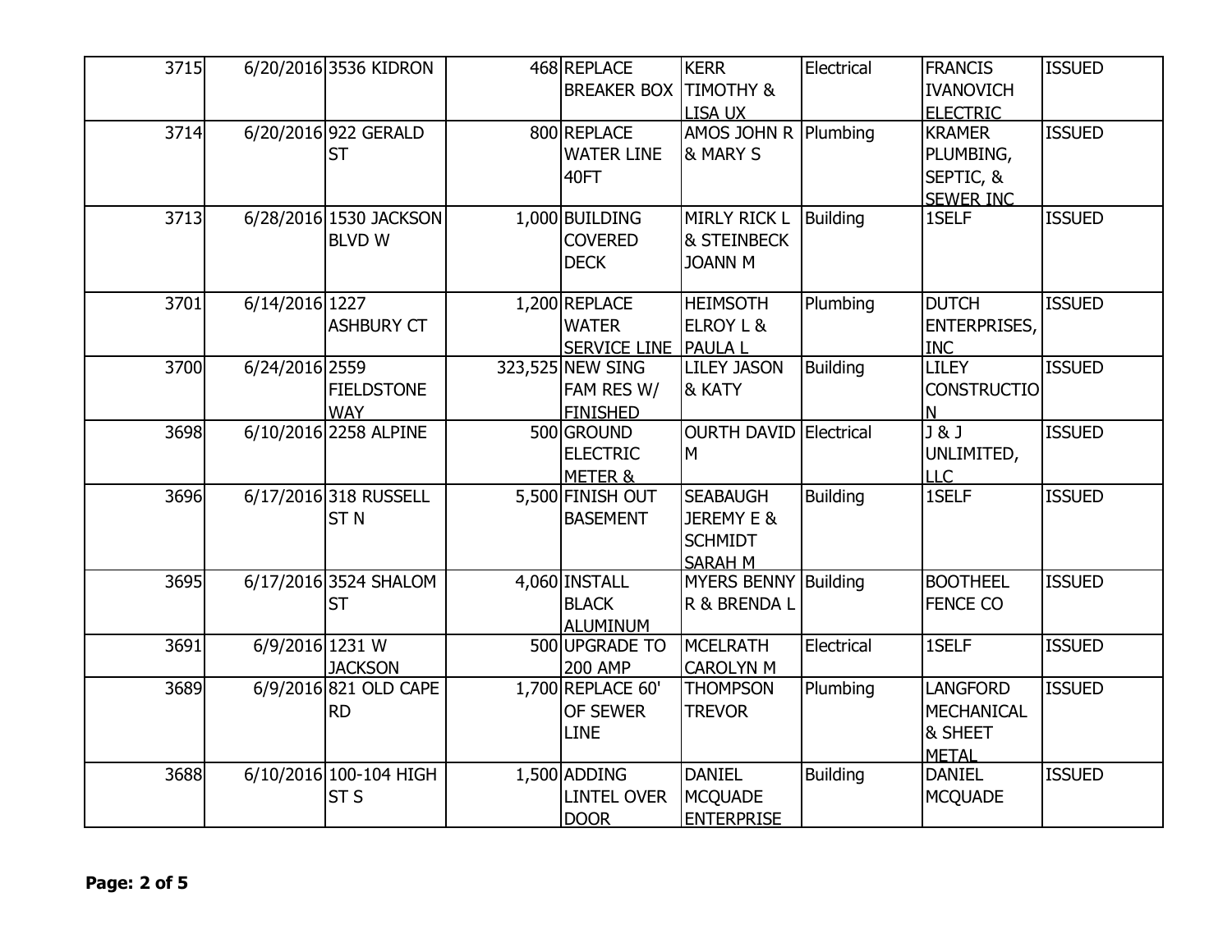| 3715 | 6/20/2016 | 3536 KIDRON | 468 | REPLACE BREAKER BOX | KERR TIMOTHY & LISA UX | Electrical | FRANCIS IVANOVICH ELECTRIC | ISSUED |
|---|---|---|---|---|---|---|---|---|
| 3714 | 6/20/2016 | 922 GERALD ST | 800 | REPLACE WATER LINE 40FT | AMOS JOHN R & MARY S | Plumbing | KRAMER PLUMBING, SEPTIC, & SEWER INC | ISSUED |
| 3713 | 6/28/2016 | 1530 JACKSON BLVD W | 1,000 | BUILDING COVERED DECK | MIRLY RICK L & STEINBECK JOANN M | Building | 1SELF | ISSUED |
| 3701 | 6/14/2016 | 1227 ASHBURY CT | 1,200 | REPLACE WATER SERVICE LINE | HEIMSOTH ELROY L & PAULA L | Plumbing | DUTCH ENTERPRISES, INC | ISSUED |
| 3700 | 6/24/2016 | 2559 FIELDSTONE WAY | 323,525 | NEW SING FAM RES W/ FINISHED | LILEY JASON & KATY | Building | LILEY CONSTRUCTION | ISSUED |
| 3698 | 6/10/2016 | 2258 ALPINE | 500 | GROUND ELECTRIC METER & | OURTH DAVID M | Electrical | J & J UNLIMITED, LLC | ISSUED |
| 3696 | 6/17/2016 | 318 RUSSELL ST N | 5,500 | FINISH OUT BASEMENT | SEABAUGH JEREMY E & SCHMIDT SARAH M | Building | 1SELF | ISSUED |
| 3695 | 6/17/2016 | 3524 SHALOM ST | 4,060 | INSTALL BLACK ALUMINUM | MYERS BENNY R & BRENDA L | Building | BOOTHEEL FENCE CO | ISSUED |
| 3691 | 6/9/2016 | 1231 W JACKSON | 500 | UPGRADE TO 200 AMP | MCELRATH CAROLYN M | Electrical | 1SELF | ISSUED |
| 3689 | 6/9/2016 | 821 OLD CAPE RD | 1,700 | REPLACE 60' OF SEWER LINE | THOMPSON TREVOR | Plumbing | LANGFORD MECHANICAL & SHEET METAL | ISSUED |
| 3688 | 6/10/2016 | 100-104 HIGH ST S | 1,500 | ADDING LINTEL OVER DOOR | DANIEL MCQUADE ENTERPRISE | Building | DANIEL MCQUADE | ISSUED |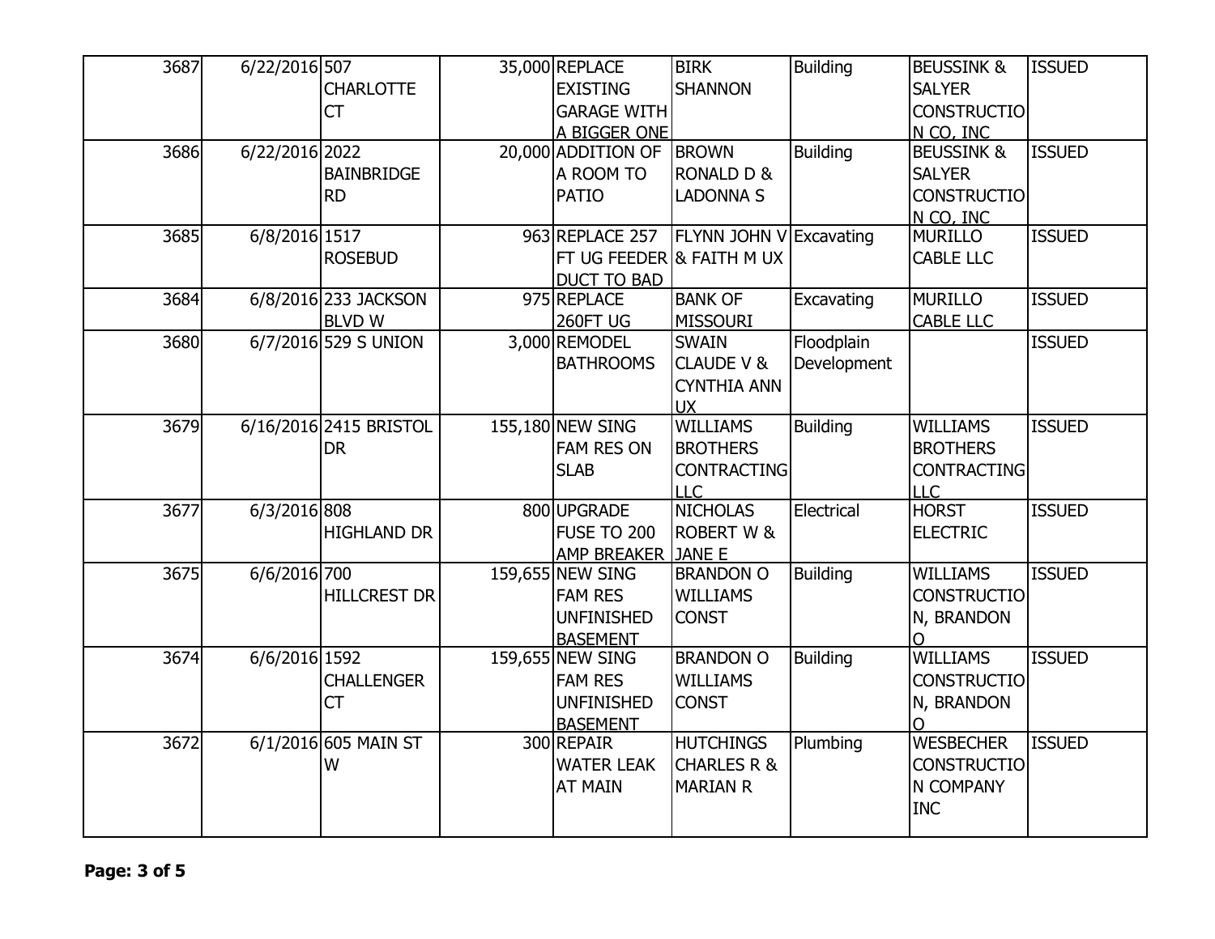| 3687 | 6/22/2016 | 507 CHARLOTTE CT | 35,000 | REPLACE EXISTING GARAGE WITH A BIGGER ONE | BIRK SHANNON | Building | BEUSSINK & SALYER CONSTRUCTION CO, INC | ISSUED |
|---|---|---|---|---|---|---|---|---|
| 3686 | 6/22/2016 | 2022 BAINBRIDGE RD | 20,000 | ADDITION OF A ROOM TO PATIO | BROWN RONALD D & LADONNA S | Building | BEUSSINK & SALYER CONSTRUCTION CO, INC | ISSUED |
| 3685 | 6/8/2016 | 1517 ROSEBUD | 963 | REPLACE 257 FT UG FEEDER DUCT TO BAD | FLYNN JOHN V & FAITH M UX | Excavating | MURILLO CABLE LLC | ISSUED |
| 3684 | 6/8/2016 | 233 JACKSON BLVD W | 975 | REPLACE 260FT UG | BANK OF MISSOURI | Excavating | MURILLO CABLE LLC | ISSUED |
| 3680 | 6/7/2016 | 529 S UNION | 3,000 | REMODEL BATHROOMS | SWAIN CLAUDE V & CYNTHIA ANN UX | Floodplain Development | | ISSUED |
| 3679 | 6/16/2016 | 2415 BRISTOL DR | 155,180 | NEW SING FAM RES ON SLAB | WILLIAMS BROTHERS CONTRACTING LLC | Building | WILLIAMS BROTHERS CONTRACTING LLC | ISSUED |
| 3677 | 6/3/2016 | 808 HIGHLAND DR | 800 | UPGRADE FUSE TO 200 AMP BREAKER | NICHOLAS ROBERT W & JANE E | Electrical | HORST ELECTRIC | ISSUED |
| 3675 | 6/6/2016 | 700 HILLCREST DR | 159,655 | NEW SING FAM RES UNFINISHED BASEMENT | BRANDON O WILLIAMS CONST | Building | WILLIAMS CONSTRUCTION, BRANDON O | ISSUED |
| 3674 | 6/6/2016 | 1592 CHALLENGER CT | 159,655 | NEW SING FAM RES UNFINISHED BASEMENT | BRANDON O WILLIAMS CONST | Building | WILLIAMS CONSTRUCTION, BRANDON O | ISSUED |
| 3672 | 6/1/2016 | 605 MAIN ST W | 300 | REPAIR WATER LEAK AT MAIN | HUTCHINGS CHARLES R & MARIAN R | Plumbing | WESBECHER CONSTRUCTION COMPANY INC | ISSUED |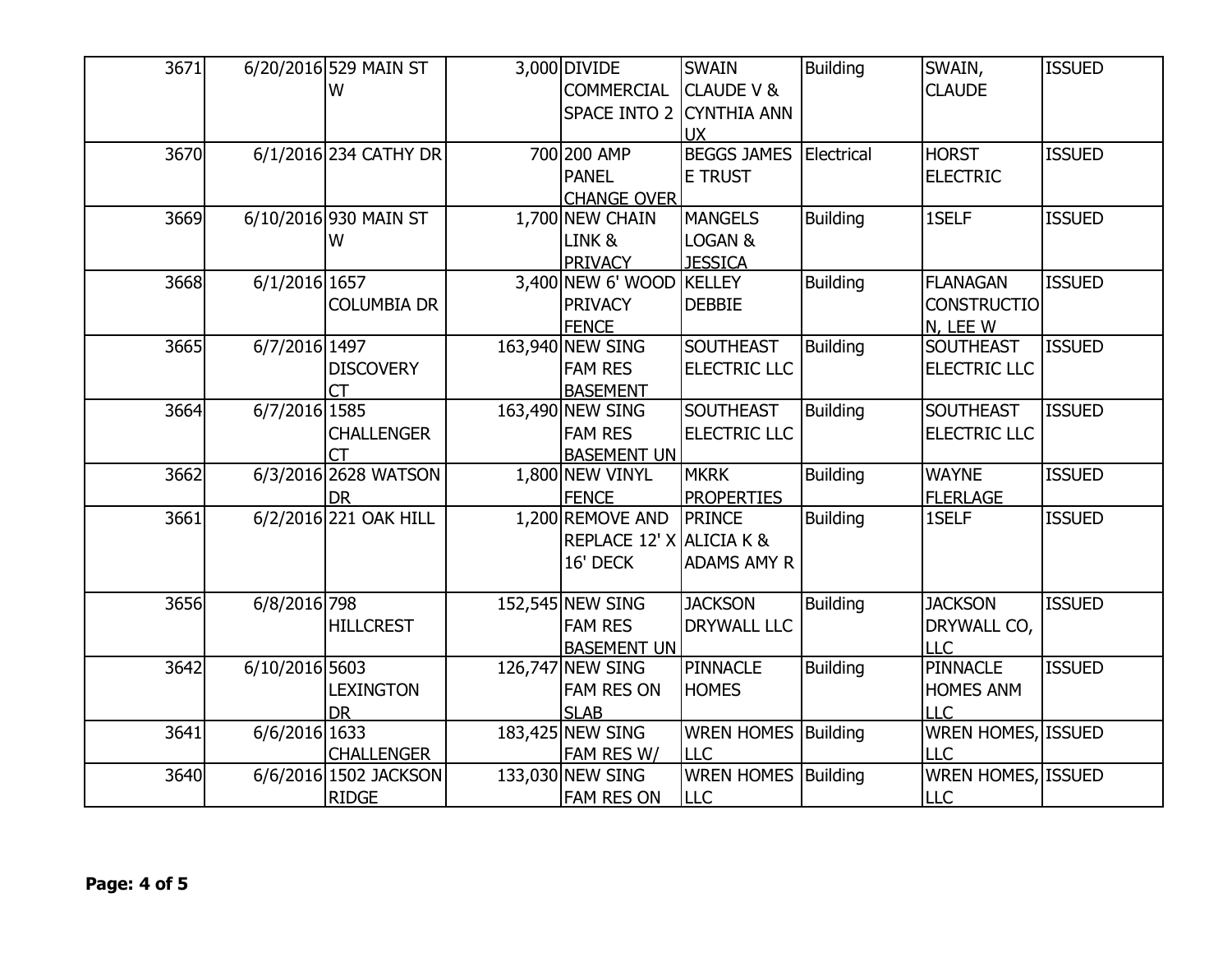| 3671 | 6/20/2016 | 529 MAIN ST W | 3,000 | DIVIDE COMMERCIAL SPACE INTO 2 | SWAIN CLAUDE V & CYNTHIA ANN UX | Building | SWAIN, CLAUDE | ISSUED |
|---|---|---|---|---|---|---|---|---|
| 3670 | 6/1/2016 | 234 CATHY DR | 700 | 200 AMP PANEL CHANGE OVER | BEGGS JAMES E TRUST | Electrical | HORST ELECTRIC | ISSUED |
| 3669 | 6/10/2016 | 930 MAIN ST W | 1,700 | NEW CHAIN LINK & PRIVACY | MANGELS LOGAN & JESSICA | Building | 1SELF | ISSUED |
| 3668 | 6/1/2016 | 1657 COLUMBIA DR | 3,400 | NEW 6' WOOD PRIVACY FENCE | KELLEY DEBBIE | Building | FLANAGAN CONSTRUCTIO N, LEE W | ISSUED |
| 3665 | 6/7/2016 | 1497 DISCOVERY CT | 163,940 | NEW SING FAM RES BASEMENT | SOUTHEAST ELECTRIC LLC | Building | SOUTHEAST ELECTRIC LLC | ISSUED |
| 3664 | 6/7/2016 | 1585 CHALLENGER CT | 163,490 | NEW SING FAM RES BASEMENT UN | SOUTHEAST ELECTRIC LLC | Building | SOUTHEAST ELECTRIC LLC | ISSUED |
| 3662 | 6/3/2016 | 2628 WATSON DR | 1,800 | NEW VINYL FENCE | MKRK PROPERTIES | Building | WAYNE FLERLAGE | ISSUED |
| 3661 | 6/2/2016 | 221 OAK HILL | 1,200 | REMOVE AND REPLACE 12' X 16' DECK | PRINCE ALICIA K & ADAMS AMY R | Building | 1SELF | ISSUED |
| 3656 | 6/8/2016 | 798 HILLCREST | 152,545 | NEW SING FAM RES BASEMENT UN | JACKSON DRYWALL LLC | Building | JACKSON DRYWALL CO, LLC | ISSUED |
| 3642 | 6/10/2016 | 5603 LEXINGTON DR | 126,747 | NEW SING FAM RES ON SLAB | PINNACLE HOMES | Building | PINNACLE HOMES ANM LLC | ISSUED |
| 3641 | 6/6/2016 | 1633 CHALLENGER | 183,425 | NEW SING FAM RES W/ | WREN HOMES LLC | Building | WREN HOMES, LLC | ISSUED |
| 3640 | 6/6/2016 | 1502 JACKSON RIDGE | 133,030 | NEW SING FAM RES ON | WREN HOMES LLC | Building | WREN HOMES, LLC | ISSUED |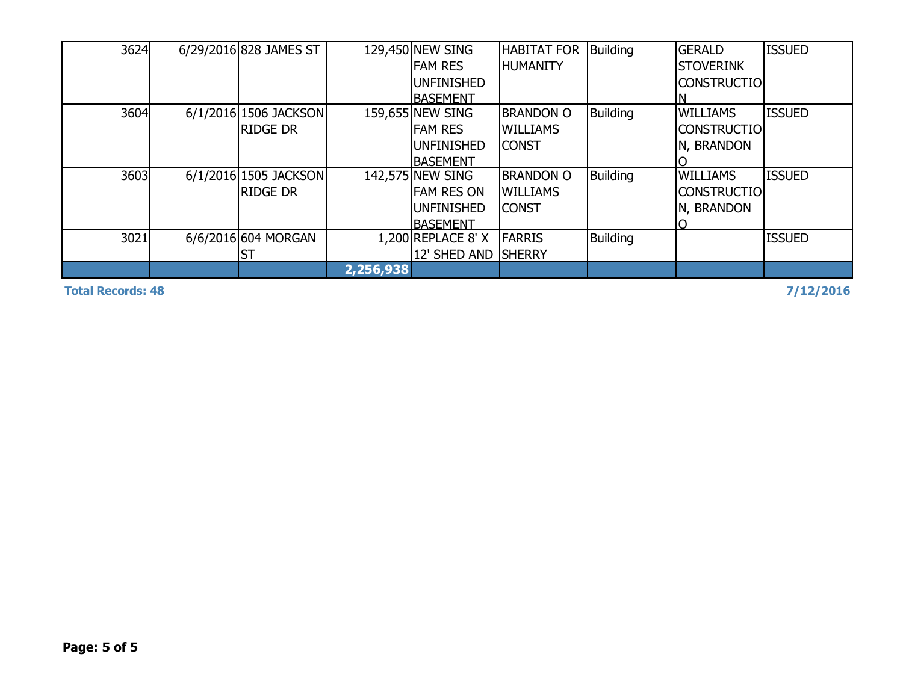| | | | | | | | | |
|---|---|---|---|---|---|---|---|---|
| 3624 | 6/29/2016 | 828 JAMES ST | 129,450 | NEW SING FAM RES UNFINISHED BASEMENT | HABITAT FOR HUMANITY | Building | GERALD STOVERINK CONSTRUCTION | ISSUED |
| 3604 | 6/1/2016 | 1506 JACKSON RIDGE DR | 159,655 | NEW SING FAM RES UNFINISHED BASEMENT | BRANDON O WILLIAMS CONST | Building | WILLIAMS CONSTRUCTION, BRANDON O | ISSUED |
| 3603 | 6/1/2016 | 1505 JACKSON RIDGE DR | 142,575 | NEW SING FAM RES ON UNFINISHED BASEMENT | BRANDON O WILLIAMS CONST | Building | WILLIAMS CONSTRUCTION, BRANDON O | ISSUED |
| 3021 | 6/6/2016 | 604 MORGAN ST | 1,200 | REPLACE 8' X 12' SHED AND | FARRIS SHERRY | Building | | ISSUED |
| | | | **2,256,938** | | | | | |

**Total Records: 48**

**7/12/2016**